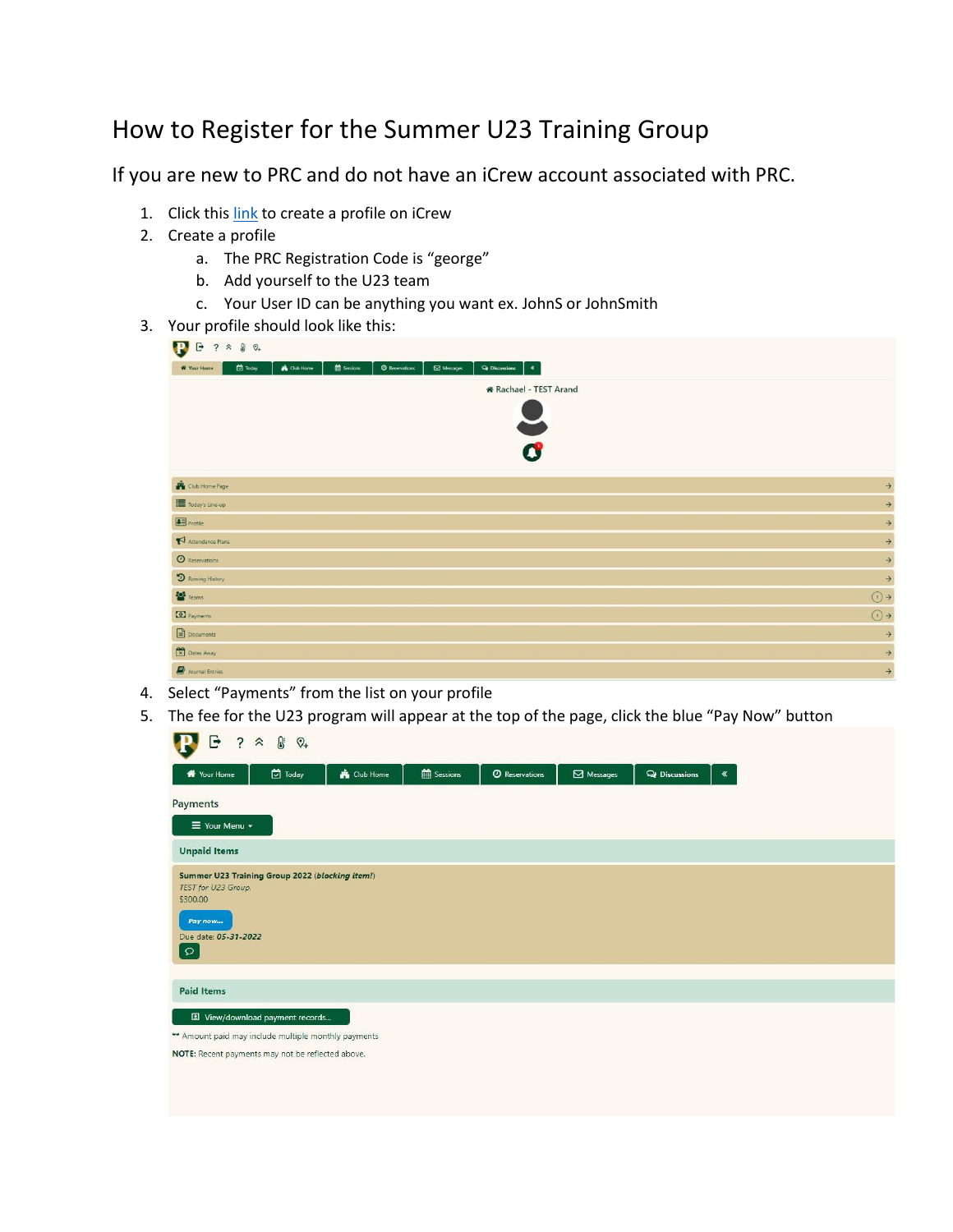# How to Register for the Summer U23 Training Group

## If you are new to PRC and do not have an iCrew account associated with PRC.

1. Click this link to create a profile on iCrew
2. Create a profile
   a. The PRC Registration Code is "george"
   b. Add yourself to the U23 team
   c. Your User ID can be anything you want ex. JohnS or JohnSmith
3. Your profile should look like this:
4. Select "Payments" from the list on your profile
5. The fee for the U23 program will appear at the top of the page, click the blue "Pay Now" button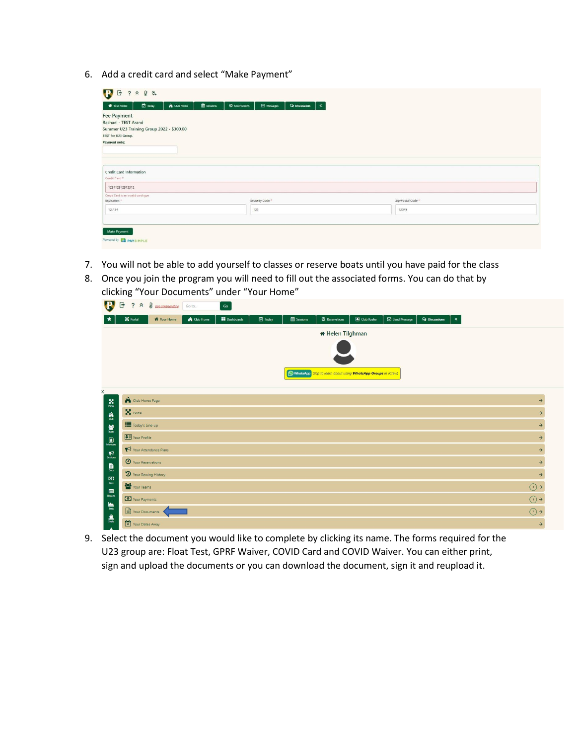6. Add a credit card and select "Make Payment"

7. You will not be able to add yourself to classes or reserve boats until you have paid for the class
8. Once you join the program you will need to fill out the associated forms. You can do that by clicking "Your Documents" under "Your Home"

9. Select the document you would like to complete by clicking its name. The forms required for the U23 group are: Float Test, GPRF Waiver, COVID Card and COVID Waiver. You can either print, sign and upload the documents or you can download the document, sign it and reupload it.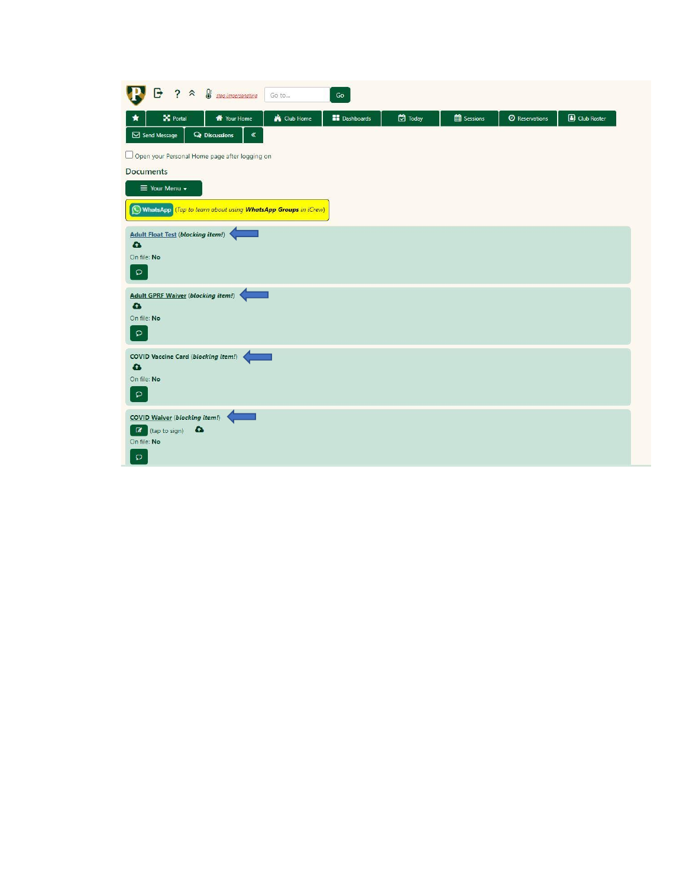stop impersonating

Go to... Go

Portal | Your Home | Club Home | Dashboards | Today | Sessions | Reservations | Club Roster

Send Message | Discussions

Open your Personal Home page after logging on

Documents

Your Menu

WhatsApp (*Tap to learn about using* ***WhatsApp Groups*** *in iCrew*)

Adult Float Test (***blocking item!***)

On file: **No**

Adult GPRF Waiver (***blocking item!***)

On file: **No**

COVID Vaccine Card (***blocking item!***)

On file: **No**

COVID Waiver (***blocking item!***)

(tap to sign)

On file: **No**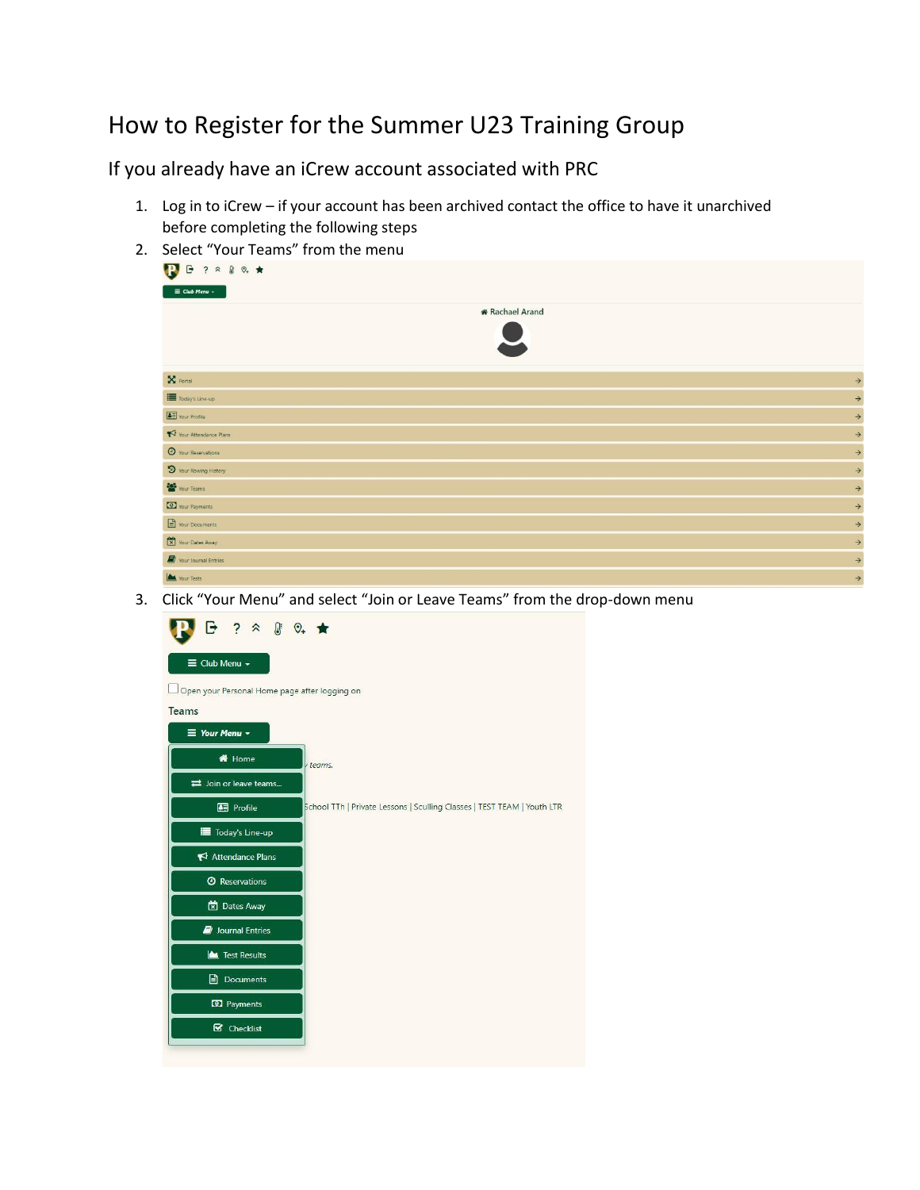# How to Register for the Summer U23 Training Group

## If you already have an iCrew account associated with PRC

1. Log in to iCrew – if your account has been archived contact the office to have it unarchived before completing the following steps
2. Select "Your Teams" from the menu
3. Click "Your Menu" and select "Join or Leave Teams" from the drop-down menu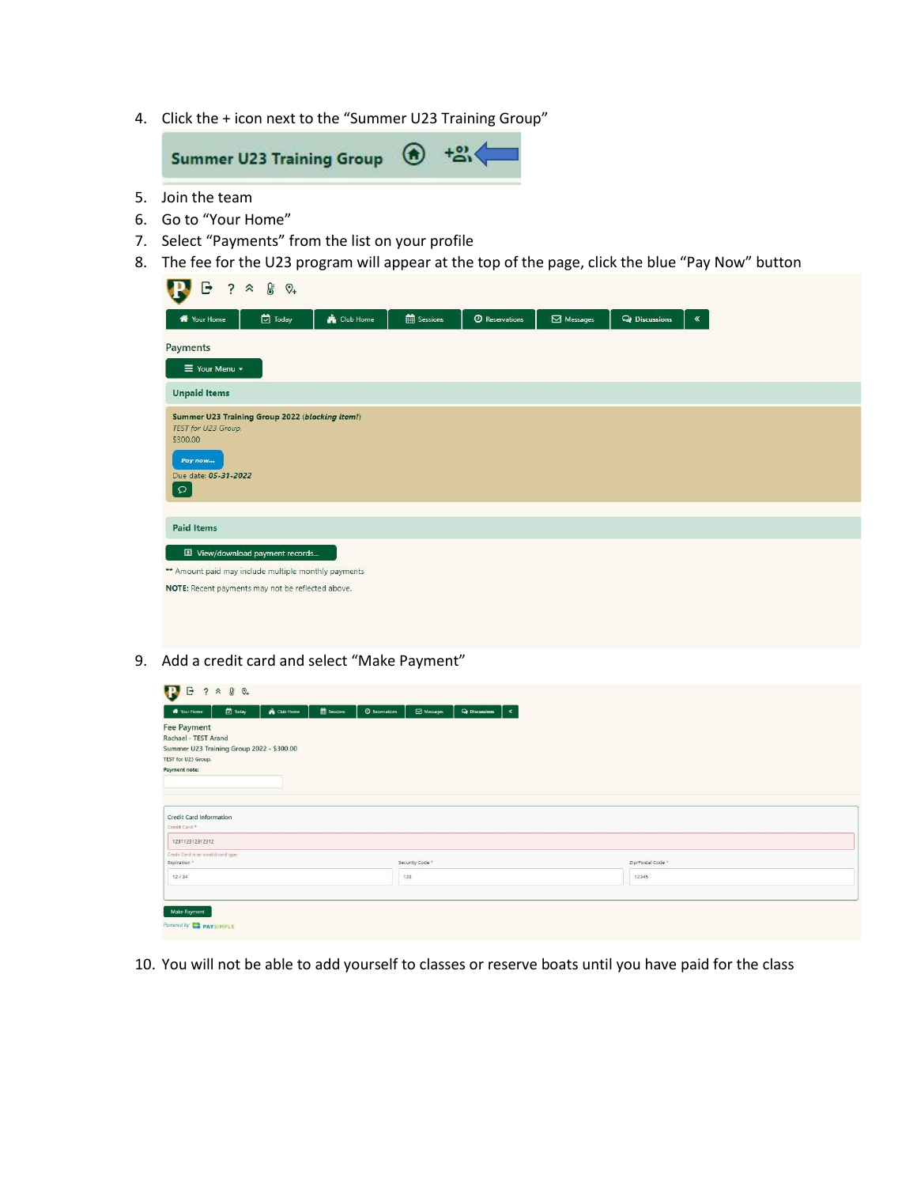4. Click the + icon next to the "Summer U23 Training Group"

Summer U23 Training Group

5. Join the team
6. Go to "Your Home"
7. Select "Payments" from the list on your profile
8. The fee for the U23 program will appear at the top of the page, click the blue "Pay Now" button

Your Home | Today | Club Home | Sessions | Reservations | Messages | Discussions

Payments

Your Menu

**Unpaid Items**

**Summer U23 Training Group 2022** (*blocking item!*)
*TEST for U23 Group.*
$300.00

Pay now...

Due date: ***05-31-2022***

**Paid Items**

View/download payment records...

** Amount paid may include multiple monthly payments

**NOTE:** Recent payments may not be reflected above.

9. Add a credit card and select "Make Payment"

Your Home | Today | Club Home | Sessions | Reservations | Messages | Discussions

Fee Payment
Rachael - TEST Arand
Summer U23 Training Group 2022 - $300.00
TEST for U23 Group.
**Payment note:**

Credit Card Information
Credit Card *
123112312312312
Credit Card is an invalid card type
Expiration * 12 / 34
Security Code * 123
Zip/Postal Code * 12345

Make Payment

Powered by PAYSIMPLE

10. You will not be able to add yourself to classes or reserve boats until you have paid for the class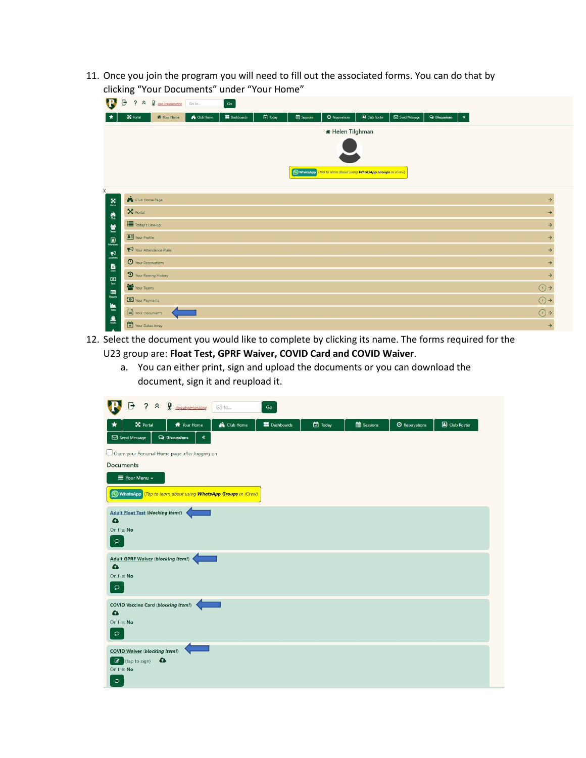11. Once you join the program you will need to fill out the associated forms. You can do that by clicking "Your Documents" under "Your Home"

12. Select the document you would like to complete by clicking its name. The forms required for the U23 group are: **Float Test, GPRF Waiver, COVID Card and COVID Waiver**.
    a. You can either print, sign and upload the documents or you can download the document, sign it and reupload it.